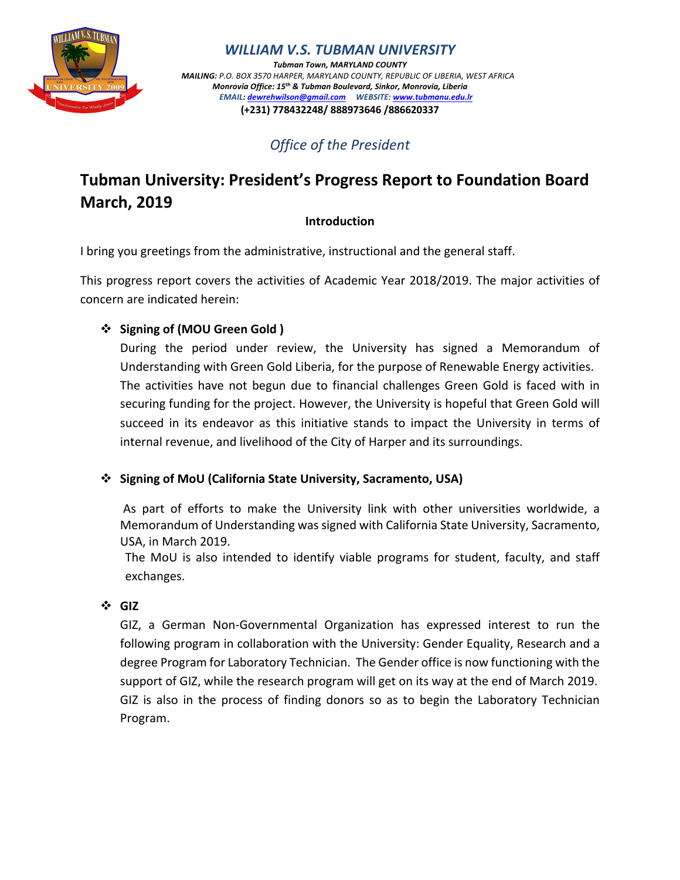# *WILLIAM V.S. TUBMAN UNIVERSITY*

***Tubman Town, MARYLAND COUNTY***

***MAILING:*** *P.O. BOX 3570 HARPER, MARYLAND COUNTY, REPUBLIC OF LIBERIA, WEST AFRICA*

***Monrovia Office: 15th & Tubman Boulevard, Sinkor, Monrovia, Liberia***

*EMAIL: dewrehwilson@gmail.com WEBSITE: www.tubmanu.edu.lr*

**(+231) 778432248/ 888973646 /886620337**

*Office of the President*

# Tubman University: President's Progress Report to Foundation Board March, 2019

**Introduction**

I bring you greetings from the administrative, instructional and the general staff.

This progress report covers the activities of Academic Year 2018/2019. The major activities of concern are indicated herein:

- **Signing of (MOU Green Gold )**

  During the period under review, the University has signed a Memorandum of Understanding with Green Gold Liberia, for the purpose of Renewable Energy activities. The activities have not begun due to financial challenges Green Gold is faced with in securing funding for the project. However, the University is hopeful that Green Gold will succeed in its endeavor as this initiative stands to impact the University in terms of internal revenue, and livelihood of the City of Harper and its surroundings.

- **Signing of MoU (California State University, Sacramento, USA)**

  As part of efforts to make the University link with other universities worldwide, a Memorandum of Understanding was signed with California State University, Sacramento, USA, in March 2019.

  The MoU is also intended to identify viable programs for student, faculty, and staff exchanges.

- **GIZ**

  GIZ, a German Non-Governmental Organization has expressed interest to run the following program in collaboration with the University: Gender Equality, Research and a degree Program for Laboratory Technician. The Gender office is now functioning with the support of GIZ, while the research program will get on its way at the end of March 2019. GIZ is also in the process of finding donors so as to begin the Laboratory Technician Program.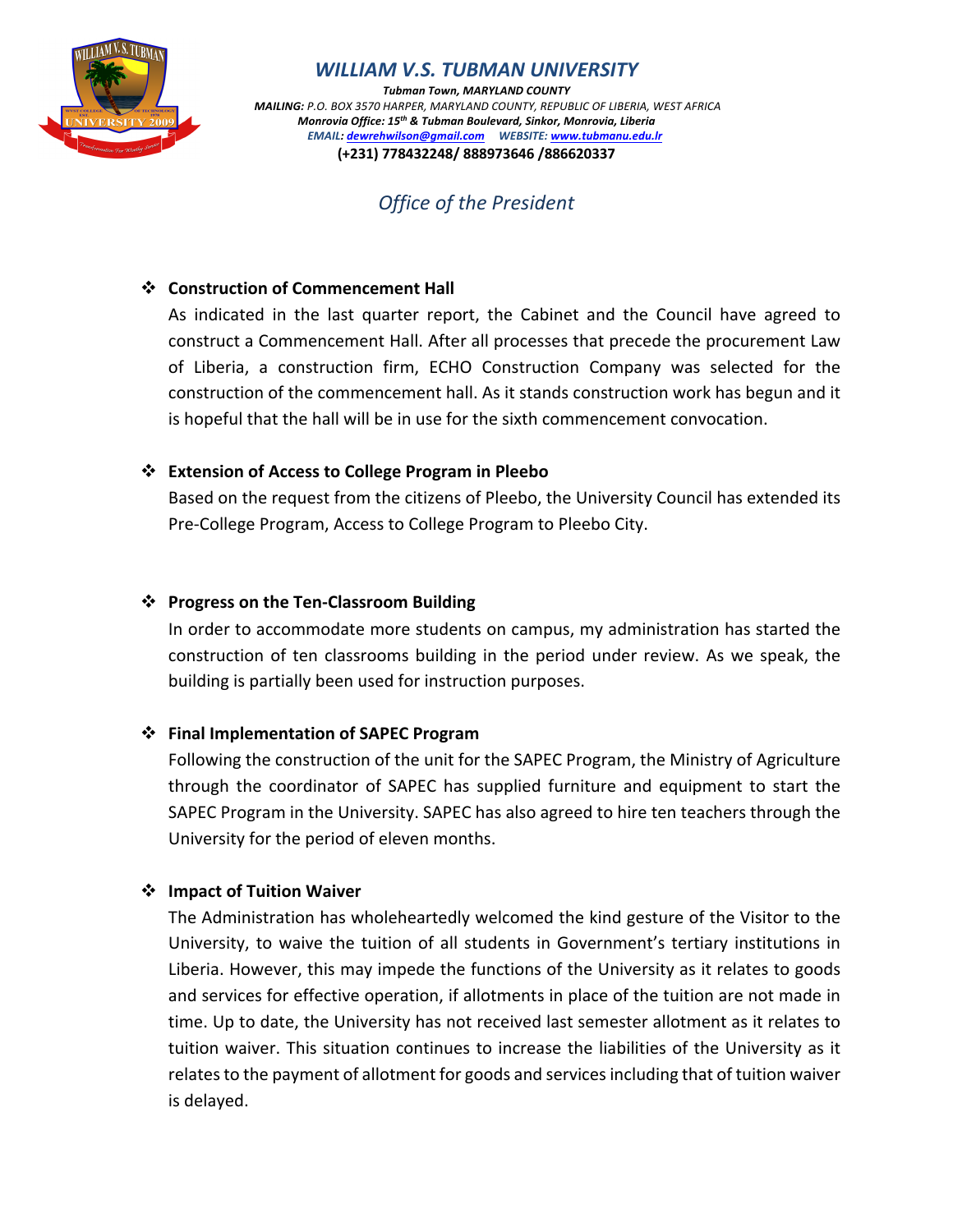# WILLIAM V.S. TUBMAN UNIVERSITY

*Tubman Town, MARYLAND COUNTY*
*MAILING: P.O. BOX 3570 HARPER, MARYLAND COUNTY, REPUBLIC OF LIBERIA, WEST AFRICA*
*Monrovia Office: 15th & Tubman Boulevard, Sinkor, Monrovia, Liberia*
*EMAIL: dewrehwilson@gmail.com WEBSITE: www.tubmanu.edu.lr*
**(+231) 778432248/ 888973646 /886620337**

*Office of the President*

- **Construction of Commencement Hall**

  As indicated in the last quarter report, the Cabinet and the Council have agreed to construct a Commencement Hall. After all processes that precede the procurement Law of Liberia, a construction firm, ECHO Construction Company was selected for the construction of the commencement hall. As it stands construction work has begun and it is hopeful that the hall will be in use for the sixth commencement convocation.

- **Extension of Access to College Program in Pleebo**

  Based on the request from the citizens of Pleebo, the University Council has extended its Pre-College Program, Access to College Program to Pleebo City.

- **Progress on the Ten-Classroom Building**

  In order to accommodate more students on campus, my administration has started the construction of ten classrooms building in the period under review. As we speak, the building is partially been used for instruction purposes.

- **Final Implementation of SAPEC Program**

  Following the construction of the unit for the SAPEC Program, the Ministry of Agriculture through the coordinator of SAPEC has supplied furniture and equipment to start the SAPEC Program in the University. SAPEC has also agreed to hire ten teachers through the University for the period of eleven months.

- **Impact of Tuition Waiver**

  The Administration has wholeheartedly welcomed the kind gesture of the Visitor to the University, to waive the tuition of all students in Government's tertiary institutions in Liberia. However, this may impede the functions of the University as it relates to goods and services for effective operation, if allotments in place of the tuition are not made in time. Up to date, the University has not received last semester allotment as it relates to tuition waiver. This situation continues to increase the liabilities of the University as it relates to the payment of allotment for goods and services including that of tuition waiver is delayed.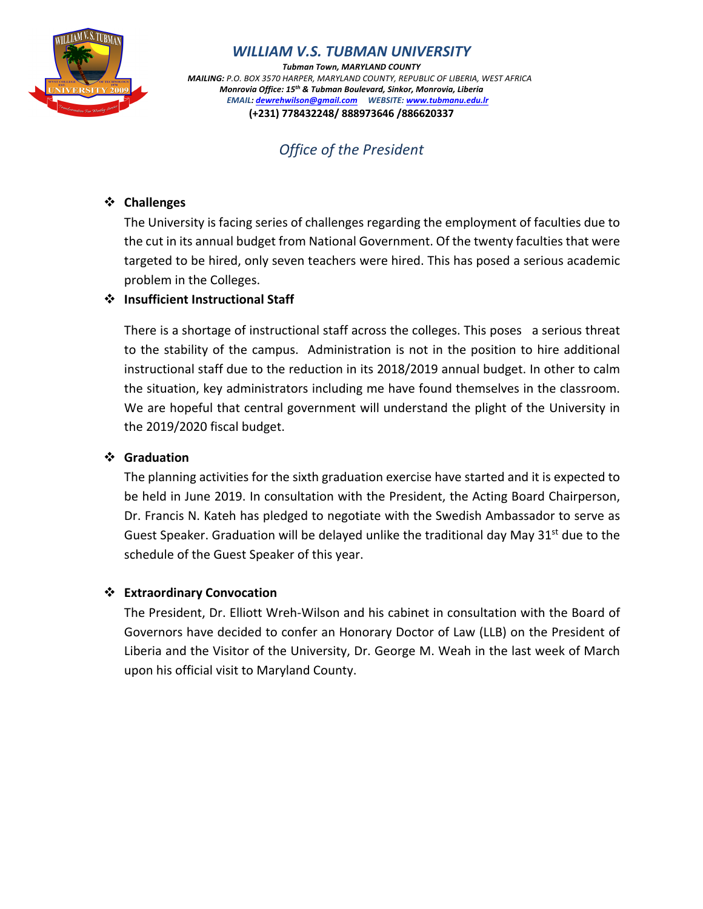# WILLIAM V.S. TUBMAN UNIVERSITY

***Tubman Town, MARYLAND COUNTY***
***MAILING:** P.O. BOX 3570 HARPER, MARYLAND COUNTY, REPUBLIC OF LIBERIA, WEST AFRICA*
***Monrovia Office: 15th & Tubman Boulevard, Sinkor, Monrovia, Liberia***
***EMAIL:** dewrehwilson@gmail.com **WEBSITE:** www.tubmanu.edu.lr*
**(+231) 778432248/ 888973646 /886620337**

*Office of the President*

- **Challenges**

  The University is facing series of challenges regarding the employment of faculties due to the cut in its annual budget from National Government. Of the twenty faculties that were targeted to be hired, only seven teachers were hired. This has posed a serious academic problem in the Colleges.

- **Insufficient Instructional Staff**

  There is a shortage of instructional staff across the colleges. This poses a serious threat to the stability of the campus. Administration is not in the position to hire additional instructional staff due to the reduction in its 2018/2019 annual budget. In other to calm the situation, key administrators including me have found themselves in the classroom. We are hopeful that central government will understand the plight of the University in the 2019/2020 fiscal budget.

- **Graduation**

  The planning activities for the sixth graduation exercise have started and it is expected to be held in June 2019. In consultation with the President, the Acting Board Chairperson, Dr. Francis N. Kateh has pledged to negotiate with the Swedish Ambassador to serve as Guest Speaker. Graduation will be delayed unlike the traditional day May 31st due to the schedule of the Guest Speaker of this year.

- **Extraordinary Convocation**

  The President, Dr. Elliott Wreh-Wilson and his cabinet in consultation with the Board of Governors have decided to confer an Honorary Doctor of Law (LLB) on the President of Liberia and the Visitor of the University, Dr. George M. Weah in the last week of March upon his official visit to Maryland County.